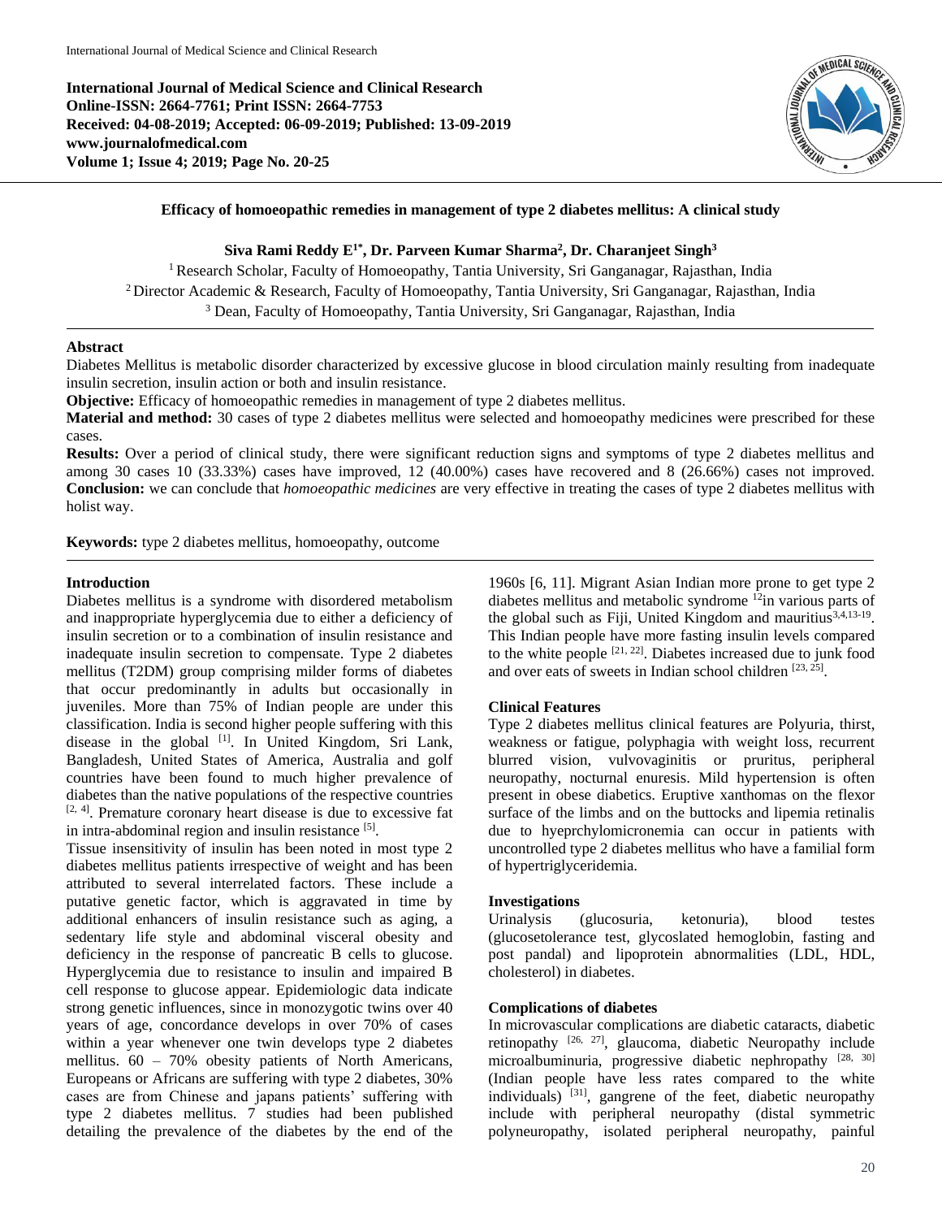**International Journal of Medical Science and Clinical Research**
**Online-ISSN: 2664-7761; Print ISSN: 2664-7753**
**Received: 04-08-2019; Accepted: 06-09-2019; Published: 13-09-2019**
**www.journalofmedical.com**
**Volume 1; Issue 4; 2019; Page No. 20-25**

# Efficacy of homoeopathic remedies in management of type 2 diabetes mellitus: A clinical study

**Siva Rami Reddy E[1*], Dr. Parveen Kumar Sharma[2], Dr. Charanjeet Singh[3]**

[1] Research Scholar, Faculty of Homoeopathy, Tantia University, Sri Ganganagar, Rajasthan, India
[2] Director Academic & Research, Faculty of Homoeopathy, Tantia University, Sri Ganganagar, Rajasthan, India
[3] Dean, Faculty of Homoeopathy, Tantia University, Sri Ganganagar, Rajasthan, India

## Abstract

Diabetes Mellitus is metabolic disorder characterized by excessive glucose in blood circulation mainly resulting from inadequate insulin secretion, insulin action or both and insulin resistance.

**Objective:** Efficacy of homoeopathic remedies in management of type 2 diabetes mellitus.

**Material and method:** 30 cases of type 2 diabetes mellitus were selected and homoeopathy medicines were prescribed for these cases.

**Results:** Over a period of clinical study, there were significant reduction signs and symptoms of type 2 diabetes mellitus and among 30 cases 10 (33.33%) cases have improved, 12 (40.00%) cases have recovered and 8 (26.66%) cases not improved. **Conclusion:** we can conclude that *homoeopathic medicines* are very effective in treating the cases of type 2 diabetes mellitus with holist way.

**Keywords:** type 2 diabetes mellitus, homoeopathy, outcome

## Introduction

Diabetes mellitus is a syndrome with disordered metabolism and inappropriate hyperglycemia due to either a deficiency of insulin secretion or to a combination of insulin resistance and inadequate insulin secretion to compensate. Type 2 diabetes mellitus (T2DM) group comprising milder forms of diabetes that occur predominantly in adults but occasionally in juveniles. More than 75% of Indian people are under this classification. India is second higher people suffering with this disease in the global [1]. In United Kingdom, Sri Lank, Bangladesh, United States of America, Australia and golf countries have been found to much higher prevalence of diabetes than the native populations of the respective countries [2, 4]. Premature coronary heart disease is due to excessive fat in intra-abdominal region and insulin resistance [5].

Tissue insensitivity of insulin has been noted in most type 2 diabetes mellitus patients irrespective of weight and has been attributed to several interrelated factors. These include a putative genetic factor, which is aggravated in time by additional enhancers of insulin resistance such as aging, a sedentary life style and abdominal visceral obesity and deficiency in the response of pancreatic B cells to glucose. Hyperglycemia due to resistance to insulin and impaired B cell response to glucose appear. Epidemiologic data indicate strong genetic influences, since in monozygotic twins over 40 years of age, concordance develops in over 70% of cases within a year whenever one twin develops type 2 diabetes mellitus. 60 – 70% obesity patients of North Americans, Europeans or Africans are suffering with type 2 diabetes, 30% cases are from Chinese and japans patients' suffering with type 2 diabetes mellitus. 7 studies had been published detailing the prevalence of the diabetes by the end of the 1960s [6, 11]. Migrant Asian Indian more prone to get type 2 diabetes mellitus and metabolic syndrome [12]in various parts of the global such as Fiji, United Kingdom and mauritius[3,4,13-19]. This Indian people have more fasting insulin levels compared to the white people [21, 22]. Diabetes increased due to junk food and over eats of sweets in Indian school children [23, 25].

### Clinical Features

Type 2 diabetes mellitus clinical features are Polyuria, thirst, weakness or fatigue, polyphagia with weight loss, recurrent blurred vision, vulvovaginitis or pruritus, peripheral neuropathy, nocturnal enuresis. Mild hypertension is often present in obese diabetics. Eruptive xanthomas on the flexor surface of the limbs and on the buttocks and lipemia retinalis due to hyeprchylomicronemia can occur in patients with uncontrolled type 2 diabetes mellitus who have a familial form of hypertriglyceridemia.

### Investigations

Urinalysis (glucosuria, ketonuria), blood testes (glucosetolerance test, glycoslated hemoglobin, fasting and post pandal) and lipoprotein abnormalities (LDL, HDL, cholesterol) in diabetes.

### Complications of diabetes

In microvascular complications are diabetic cataracts, diabetic retinopathy [26, 27], glaucoma, diabetic Neuropathy include microalbuminuria, progressive diabetic nephropathy [28, 30] (Indian people have less rates compared to the white individuals) [31], gangrene of the feet, diabetic neuropathy include with peripheral neuropathy (distal symmetric polyneuropathy, isolated peripheral neuropathy, painful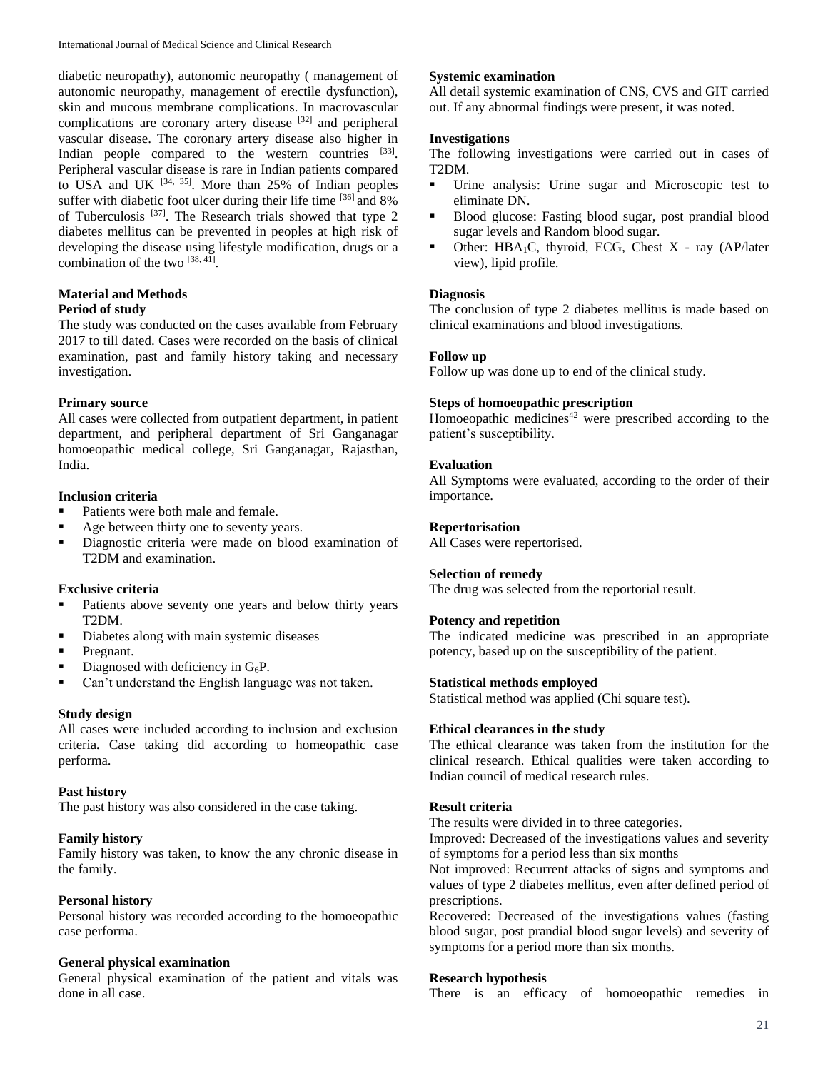diabetic neuropathy), autonomic neuropathy ( management of autonomic neuropathy, management of erectile dysfunction), skin and mucous membrane complications. In macrovascular complications are coronary artery disease [32] and peripheral vascular disease. The coronary artery disease also higher in Indian people compared to the western countries [33]. Peripheral vascular disease is rare in Indian patients compared to USA and UK [34, 35]. More than 25% of Indian peoples suffer with diabetic foot ulcer during their life time [36] and 8% of Tuberculosis [37]. The Research trials showed that type 2 diabetes mellitus can be prevented in peoples at high risk of developing the disease using lifestyle modification, drugs or a combination of the two [38, 41].

## Material and Methods

### Period of study

The study was conducted on the cases available from February 2017 to till dated. Cases were recorded on the basis of clinical examination, past and family history taking and necessary investigation.

### Primary source

All cases were collected from outpatient department, in patient department, and peripheral department of Sri Ganganagar homoeopathic medical college, Sri Ganganagar, Rajasthan, India.

### Inclusion criteria

- Patients were both male and female.
- Age between thirty one to seventy years.
- Diagnostic criteria were made on blood examination of T2DM and examination.

### Exclusive criteria

- Patients above seventy one years and below thirty years T2DM.
- Diabetes along with main systemic diseases
- Pregnant.
- Diagnosed with deficiency in $G_6P$.
- Can't understand the English language was not taken.

### Study design

All cases were included according to inclusion and exclusion criteria**.** Case taking did according to homeopathic case performa.

### Past history

The past history was also considered in the case taking.

### Family history

Family history was taken, to know the any chronic disease in the family.

### Personal history

Personal history was recorded according to the homoeopathic case performa.

### General physical examination

General physical examination of the patient and vitals was done in all case.

### Systemic examination

All detail systemic examination of CNS, CVS and GIT carried out. If any abnormal findings were present, it was noted.

### Investigations

The following investigations were carried out in cases of T2DM.

- Urine analysis: Urine sugar and Microscopic test to eliminate DN.
- Blood glucose: Fasting blood sugar, post prandial blood sugar levels and Random blood sugar.
- Other: $HBA_1C$, thyroid, ECG, Chest X - ray (AP/later view), lipid profile.

### Diagnosis

The conclusion of type 2 diabetes mellitus is made based on clinical examinations and blood investigations.

### Follow up

Follow up was done up to end of the clinical study.

### Steps of homoeopathic prescription

Homoeopathic medicines[42] were prescribed according to the patient's susceptibility.

### Evaluation

All Symptoms were evaluated, according to the order of their importance.

### Repertorisation

All Cases were repertorised.

### Selection of remedy

The drug was selected from the reportorial result.

### Potency and repetition

The indicated medicine was prescribed in an appropriate potency, based up on the susceptibility of the patient.

### Statistical methods employed

Statistical method was applied (Chi square test).

### Ethical clearances in the study

The ethical clearance was taken from the institution for the clinical research. Ethical qualities were taken according to Indian council of medical research rules.

### Result criteria

The results were divided in to three categories.

Improved: Decreased of the investigations values and severity of symptoms for a period less than six months

Not improved: Recurrent attacks of signs and symptoms and values of type 2 diabetes mellitus, even after defined period of prescriptions.

Recovered: Decreased of the investigations values (fasting blood sugar, post prandial blood sugar levels) and severity of symptoms for a period more than six months.

### Research hypothesis

There is an efficacy of homoeopathic remedies in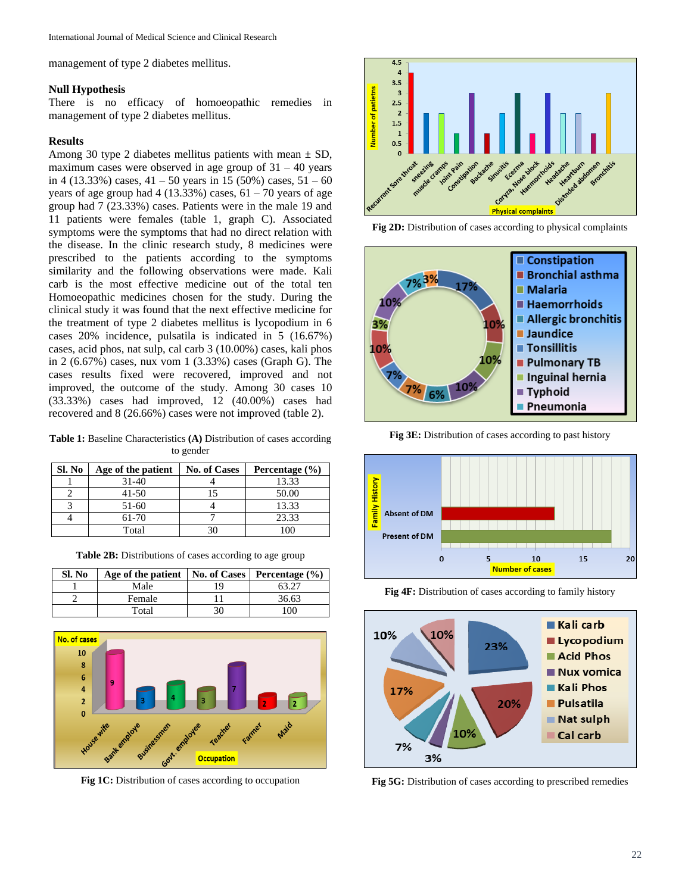management of type 2 diabetes mellitus.

### Null Hypothesis

There is no efficacy of homoeopathic remedies in management of type 2 diabetes mellitus.

### Results

Among 30 type 2 diabetes mellitus patients with mean ± SD, maximum cases were observed in age group of 31 – 40 years in 4 (13.33%) cases, 41 – 50 years in 15 (50%) cases, 51 – 60 years of age group had 4 (13.33%) cases, 61 – 70 years of age group had 7 (23.33%) cases. Patients were in the male 19 and 11 patients were females (table 1, graph C). Associated symptoms were the symptoms that had no direct relation with the disease. In the clinic research study, 8 medicines were prescribed to the patients according to the symptoms similarity and the following observations were made. Kali carb is the most effective medicine out of the total ten Homoeopathic medicines chosen for the study. During the clinical study it was found that the next effective medicine for the treatment of type 2 diabetes mellitus is lycopodium in 6 cases 20% incidence, pulsatila is indicated in 5 (16.67%) cases, acid phos, nat sulp, cal carb 3 (10.00%) cases, kali phos in 2 (6.67%) cases, nux vom 1 (3.33%) cases (Graph G). The cases results fixed were recovered, improved and not improved, the outcome of the study. Among 30 cases 10 (33.33%) cases had improved, 12 (40.00%) cases had recovered and 8 (26.66%) cases were not improved (table 2).

**Table 1:** Baseline Characteristics **(A)** Distribution of cases according to gender

| Sl. No | Age of the patient | No. of Cases | Percentage (%) |
|---|---|---|---|
| 1 | 31-40 | 4 | 13.33 |
| 2 | 41-50 | 15 | 50.00 |
| 3 | 51-60 | 4 | 13.33 |
| 4 | 61-70 | 7 | 23.33 |
| | Total | 30 | 100 |

**Table 2B:** Distributions of cases according to age group

| Sl. No | Age of the patient | No. of Cases | Percentage (%) |
|---|---|---|---|
| 1 | Male | 19 | 63.27 |
| 2 | Female | 11 | 36.63 |
| | Total | 30 | 100 |

**Fig 1C:** Distribution of cases according to occupation

**Fig 2D:** Distribution of cases according to physical complaints

**Fig 3E:** Distribution of cases according to past history

**Fig 4F:** Distribution of cases according to family history

**Fig 5G:** Distribution of cases according to prescribed remedies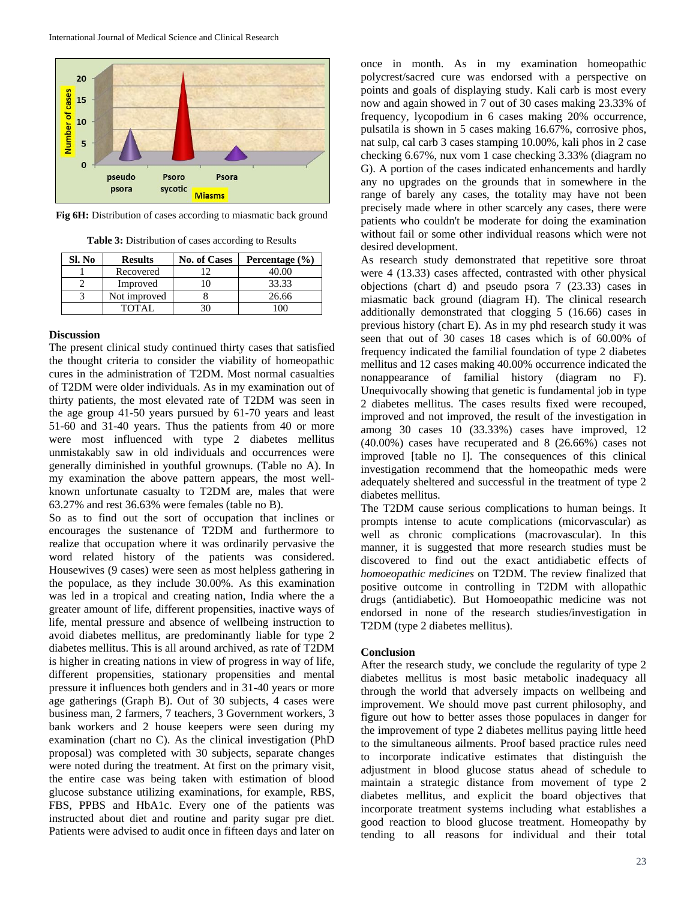Fig 6H: Distribution of cases according to miasmatic back ground

**Table 3:** Distribution of cases according to Results

| Sl. No | Results | No. of Cases | Percentage (%) |
|---|---|---|---|
| 1 | Recovered | 12 | 40.00 |
| 2 | Improved | 10 | 33.33 |
| 3 | Not improved | 8 | 26.66 |
| | TOTAL | 30 | 100 |

### Discussion

The present clinical study continued thirty cases that satisfied the thought criteria to consider the viability of homeopathic cures in the administration of T2DM. Most normal casualties of T2DM were older individuals. As in my examination out of thirty patients, the most elevated rate of T2DM was seen in the age group 41-50 years pursued by 61-70 years and least 51-60 and 31-40 years. Thus the patients from 40 or more were most influenced with type 2 diabetes mellitus unmistakably saw in old individuals and occurrences were generally diminished in youthful grownups. (Table no A). In my examination the above pattern appears, the most well-known unfortunate casualty to T2DM are, males that were 63.27% and rest 36.63% were females (table no B).

So as to find out the sort of occupation that inclines or encourages the sustenance of T2DM and furthermore to realize that occupation where it was ordinarily pervasive the word related history of the patients was considered. Housewives (9 cases) were seen as most helpless gathering in the populace, as they include 30.00%. As this examination was led in a tropical and creating nation, India where the a greater amount of life, different propensities, inactive ways of life, mental pressure and absence of wellbeing instruction to avoid diabetes mellitus, are predominantly liable for type 2 diabetes mellitus. This is all around archived, as rate of T2DM is higher in creating nations in view of progress in way of life, different propensities, stationary propensities and mental pressure it influences both genders and in 31-40 years or more age gatherings (Graph B). Out of 30 subjects, 4 cases were business man, 2 farmers, 7 teachers, 3 Government workers, 3 bank workers and 2 house keepers were seen during my examination (chart no C). As the clinical investigation (PhD proposal) was completed with 30 subjects, separate changes were noted during the treatment. At first on the primary visit, the entire case was being taken with estimation of blood glucose substance utilizing examinations, for example, RBS, FBS, PPBS and HbA1c. Every one of the patients was instructed about diet and routine and parity sugar pre diet. Patients were advised to audit once in fifteen days and later on once in month. As in my examination homeopathic polycrest/sacred cure was endorsed with a perspective on points and goals of displaying study. Kali carb is most every now and again showed in 7 out of 30 cases making 23.33% of frequency, lycopodium in 6 cases making 20% occurrence, pulsatila is shown in 5 cases making 16.67%, corrosive phos, nat sulp, cal carb 3 cases stamping 10.00%, kali phos in 2 case checking 6.67%, nux vom 1 case checking 3.33% (diagram no G). A portion of the cases indicated enhancements and hardly any no upgrades on the grounds that in somewhere in the range of barely any cases, the totality may have not been precisely made where in other scarcely any cases, there were patients who couldn't be moderate for doing the examination without fail or some other individual reasons which were not desired development.

As research study demonstrated that repetitive sore throat were 4 (13.33) cases affected, contrasted with other physical objections (chart d) and pseudo psora 7 (23.33) cases in miasmatic back ground (diagram H). The clinical research additionally demonstrated that clogging 5 (16.66) cases in previous history (chart E). As in my phd research study it was seen that out of 30 cases 18 cases which is of 60.00% of frequency indicated the familial foundation of type 2 diabetes mellitus and 12 cases making 40.00% occurrence indicated the nonappearance of familial history (diagram no F). Unequivocally showing that genetic is fundamental job in type 2 diabetes mellitus. The cases results fixed were recouped, improved and not improved, the result of the investigation in among 30 cases 10 (33.33%) cases have improved, 12 (40.00%) cases have recuperated and 8 (26.66%) cases not improved [table no I]. The consequences of this clinical investigation recommend that the homeopathic meds were adequately sheltered and successful in the treatment of type 2 diabetes mellitus.

The T2DM cause serious complications to human beings. It prompts intense to acute complications (micorvascular) as well as chronic complications (macrovascular). In this manner, it is suggested that more research studies must be discovered to find out the exact antidiabetic effects of *homoeopathic medicines* on T2DM. The review finalized that positive outcome in controlling in T2DM with allopathic drugs (antidiabetic). But Homoeopathic medicine was not endorsed in none of the research studies/investigation in T2DM (type 2 diabetes mellitus).

### Conclusion

After the research study, we conclude the regularity of type 2 diabetes mellitus is most basic metabolic inadequacy all through the world that adversely impacts on wellbeing and improvement. We should move past current philosophy, and figure out how to better asses those populaces in danger for the improvement of type 2 diabetes mellitus paying little heed to the simultaneous ailments. Proof based practice rules need to incorporate indicative estimates that distinguish the adjustment in blood glucose status ahead of schedule to maintain a strategic distance from movement of type 2 diabetes mellitus, and explicit the board objectives that incorporate treatment systems including what establishes a good reaction to blood glucose treatment. Homeopathy by tending to all reasons for individual and their total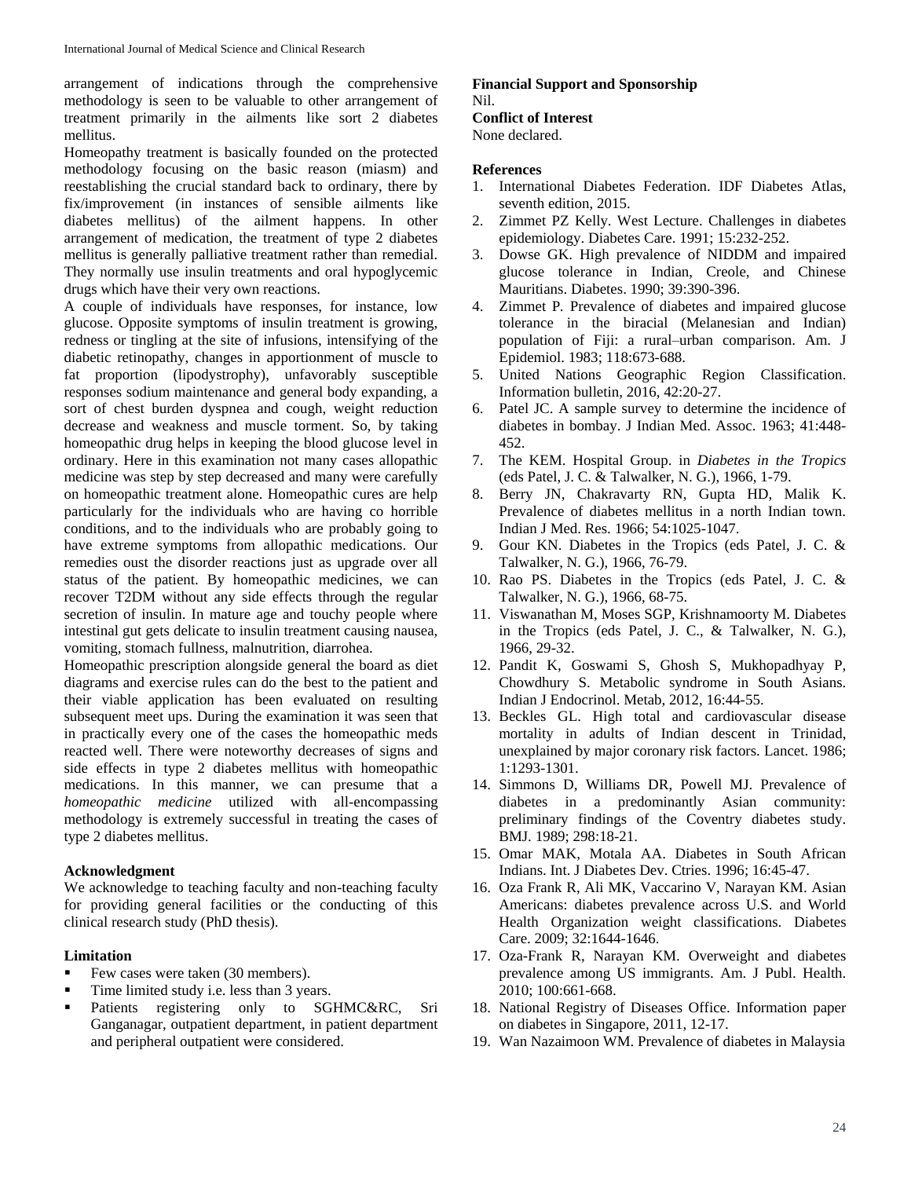arrangement of indications through the comprehensive methodology is seen to be valuable to other arrangement of treatment primarily in the ailments like sort 2 diabetes mellitus.

Homeopathy treatment is basically founded on the protected methodology focusing on the basic reason (miasm) and reestablishing the crucial standard back to ordinary, there by fix/improvement (in instances of sensible ailments like diabetes mellitus) of the ailment happens. In other arrangement of medication, the treatment of type 2 diabetes mellitus is generally palliative treatment rather than remedial. They normally use insulin treatments and oral hypoglycemic drugs which have their very own reactions.

A couple of individuals have responses, for instance, low glucose. Opposite symptoms of insulin treatment is growing, redness or tingling at the site of infusions, intensifying of the diabetic retinopathy, changes in apportionment of muscle to fat proportion (lipodystrophy), unfavorably susceptible responses sodium maintenance and general body expanding, a sort of chest burden dyspnea and cough, weight reduction decrease and weakness and muscle torment. So, by taking homeopathic drug helps in keeping the blood glucose level in ordinary. Here in this examination not many cases allopathic medicine was step by step decreased and many were carefully on homeopathic treatment alone. Homeopathic cures are help particularly for the individuals who are having co horrible conditions, and to the individuals who are probably going to have extreme symptoms from allopathic medications. Our remedies oust the disorder reactions just as upgrade over all status of the patient. By homeopathic medicines, we can recover T2DM without any side effects through the regular secretion of insulin. In mature age and touchy people where intestinal gut gets delicate to insulin treatment causing nausea, vomiting, stomach fullness, malnutrition, diarrohea.

Homeopathic prescription alongside general the board as diet diagrams and exercise rules can do the best to the patient and their viable application has been evaluated on resulting subsequent meet ups. During the examination it was seen that in practically every one of the cases the homeopathic meds reacted well. There were noteworthy decreases of signs and side effects in type 2 diabetes mellitus with homeopathic medications. In this manner, we can presume that a *homeopathic medicine* utilized with all-encompassing methodology is extremely successful in treating the cases of type 2 diabetes mellitus.

**Acknowledgment**

We acknowledge to teaching faculty and non-teaching faculty for providing general facilities or the conducting of this clinical research study (PhD thesis).

**Limitation**

- Few cases were taken (30 members).
- Time limited study i.e. less than 3 years.
- Patients registering only to SGHMC&RC, Sri Ganganagar, outpatient department, in patient department and peripheral outpatient were considered.

**Financial Support and Sponsorship**

Nil.

**Conflict of Interest**

None declared.

**References**

1. International Diabetes Federation. IDF Diabetes Atlas, seventh edition, 2015.
2. Zimmet PZ Kelly. West Lecture. Challenges in diabetes epidemiology. Diabetes Care. 1991; 15:232-252.
3. Dowse GK. High prevalence of NIDDM and impaired glucose tolerance in Indian, Creole, and Chinese Mauritians. Diabetes. 1990; 39:390-396.
4. Zimmet P. Prevalence of diabetes and impaired glucose tolerance in the biracial (Melanesian and Indian) population of Fiji: a rural–urban comparison. Am. J Epidemiol. 1983; 118:673-688.
5. United Nations Geographic Region Classification. Information bulletin, 2016, 42:20-27.
6. Patel JC. A sample survey to determine the incidence of diabetes in bombay. J Indian Med. Assoc. 1963; 41:448-452.
7. The KEM. Hospital Group. in *Diabetes in the Tropics* (eds Patel, J. C. & Talwalker, N. G.), 1966, 1-79.
8. Berry JN, Chakravarty RN, Gupta HD, Malik K. Prevalence of diabetes mellitus in a north Indian town. Indian J Med. Res. 1966; 54:1025-1047.
9. Gour KN. Diabetes in the Tropics (eds Patel, J. C. & Talwalker, N. G.), 1966, 76-79.
10. Rao PS. Diabetes in the Tropics (eds Patel, J. C. & Talwalker, N. G.), 1966, 68-75.
11. Viswanathan M, Moses SGP, Krishnamoorty M. Diabetes in the Tropics (eds Patel, J. C., & Talwalker, N. G.), 1966, 29-32.
12. Pandit K, Goswami S, Ghosh S, Mukhopadhyay P, Chowdhury S. Metabolic syndrome in South Asians. Indian J Endocrinol. Metab, 2012, 16:44-55.
13. Beckles GL. High total and cardiovascular disease mortality in adults of Indian descent in Trinidad, unexplained by major coronary risk factors. Lancet. 1986; 1:1293-1301.
14. Simmons D, Williams DR, Powell MJ. Prevalence of diabetes in a predominantly Asian community: preliminary findings of the Coventry diabetes study. BMJ. 1989; 298:18-21.
15. Omar MAK, Motala AA. Diabetes in South African Indians. Int. J Diabetes Dev. Ctries. 1996; 16:45-47.
16. Oza Frank R, Ali MK, Vaccarino V, Narayan KM. Asian Americans: diabetes prevalence across U.S. and World Health Organization weight classifications. Diabetes Care. 2009; 32:1644-1646.
17. Oza-Frank R, Narayan KM. Overweight and diabetes prevalence among US immigrants. Am. J Publ. Health. 2010; 100:661-668.
18. National Registry of Diseases Office. Information paper on diabetes in Singapore, 2011, 12-17.
19. Wan Nazaimoon WM. Prevalence of diabetes in Malaysia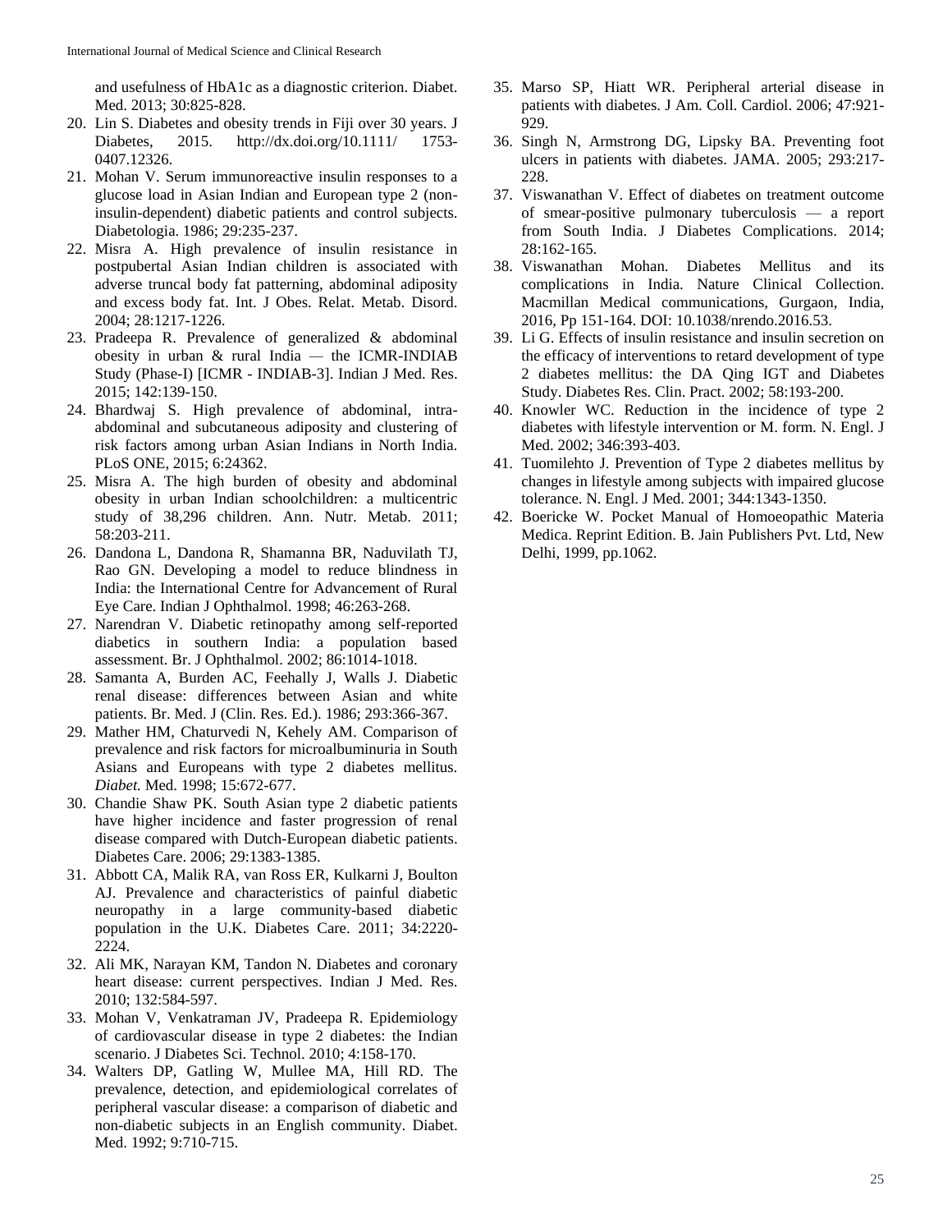and usefulness of HbA1c as a diagnostic criterion. Diabet. Med. 2013; 30:825-828.

20. Lin S. Diabetes and obesity trends in Fiji over 30 years. J Diabetes, 2015. http://dx.doi.org/10.1111/ 1753-0407.12326.
21. Mohan V. Serum immunoreactive insulin responses to a glucose load in Asian Indian and European type 2 (non-insulin-dependent) diabetic patients and control subjects. Diabetologia. 1986; 29:235-237.
22. Misra A. High prevalence of insulin resistance in postpubertal Asian Indian children is associated with adverse truncal body fat patterning, abdominal adiposity and excess body fat. Int. J Obes. Relat. Metab. Disord. 2004; 28:1217-1226.
23. Pradeepa R. Prevalence of generalized & abdominal obesity in urban & rural India — the ICMR-INDIAB Study (Phase-I) [ICMR - INDIAB-3]. Indian J Med. Res. 2015; 142:139-150.
24. Bhardwaj S. High prevalence of abdominal, intra-abdominal and subcutaneous adiposity and clustering of risk factors among urban Asian Indians in North India. PLoS ONE, 2015; 6:24362.
25. Misra A. The high burden of obesity and abdominal obesity in urban Indian schoolchildren: a multicentric study of 38,296 children. Ann. Nutr. Metab. 2011; 58:203-211.
26. Dandona L, Dandona R, Shamanna BR, Naduvilath TJ, Rao GN. Developing a model to reduce blindness in India: the International Centre for Advancement of Rural Eye Care. Indian J Ophthalmol. 1998; 46:263-268.
27. Narendran V. Diabetic retinopathy among self-reported diabetics in southern India: a population based assessment. Br. J Ophthalmol. 2002; 86:1014-1018.
28. Samanta A, Burden AC, Feehally J, Walls J. Diabetic renal disease: differences between Asian and white patients. Br. Med. J (Clin. Res. Ed.). 1986; 293:366-367.
29. Mather HM, Chaturvedi N, Kehely AM. Comparison of prevalence and risk factors for microalbuminuria in South Asians and Europeans with type 2 diabetes mellitus. *Diabet.* Med. 1998; 15:672-677.
30. Chandie Shaw PK. South Asian type 2 diabetic patients have higher incidence and faster progression of renal disease compared with Dutch-European diabetic patients. Diabetes Care. 2006; 29:1383-1385.
31. Abbott CA, Malik RA, van Ross ER, Kulkarni J, Boulton AJ. Prevalence and characteristics of painful diabetic neuropathy in a large community-based diabetic population in the U.K. Diabetes Care. 2011; 34:2220-2224.
32. Ali MK, Narayan KM, Tandon N. Diabetes and coronary heart disease: current perspectives. Indian J Med. Res. 2010; 132:584-597.
33. Mohan V, Venkatraman JV, Pradeepa R. Epidemiology of cardiovascular disease in type 2 diabetes: the Indian scenario. J Diabetes Sci. Technol. 2010; 4:158-170.
34. Walters DP, Gatling W, Mullee MA, Hill RD. The prevalence, detection, and epidemiological correlates of peripheral vascular disease: a comparison of diabetic and non-diabetic subjects in an English community. Diabet. Med. 1992; 9:710-715.
35. Marso SP, Hiatt WR. Peripheral arterial disease in patients with diabetes. J Am. Coll. Cardiol. 2006; 47:921-929.
36. Singh N, Armstrong DG, Lipsky BA. Preventing foot ulcers in patients with diabetes. JAMA. 2005; 293:217-228.
37. Viswanathan V. Effect of diabetes on treatment outcome of smear-positive pulmonary tuberculosis — a report from South India. J Diabetes Complications. 2014; 28:162-165.
38. Viswanathan Mohan. Diabetes Mellitus and its complications in India. Nature Clinical Collection. Macmillan Medical communications, Gurgaon, India, 2016, Pp 151-164. DOI: 10.1038/nrendo.2016.53.
39. Li G. Effects of insulin resistance and insulin secretion on the efficacy of interventions to retard development of type 2 diabetes mellitus: the DA Qing IGT and Diabetes Study. Diabetes Res. Clin. Pract. 2002; 58:193-200.
40. Knowler WC. Reduction in the incidence of type 2 diabetes with lifestyle intervention or M. form. N. Engl. J Med. 2002; 346:393-403.
41. Tuomilehto J. Prevention of Type 2 diabetes mellitus by changes in lifestyle among subjects with impaired glucose tolerance. N. Engl. J Med. 2001; 344:1343-1350.
42. Boericke W. Pocket Manual of Homoeopathic Materia Medica. Reprint Edition. B. Jain Publishers Pvt. Ltd, New Delhi, 1999, pp.1062.